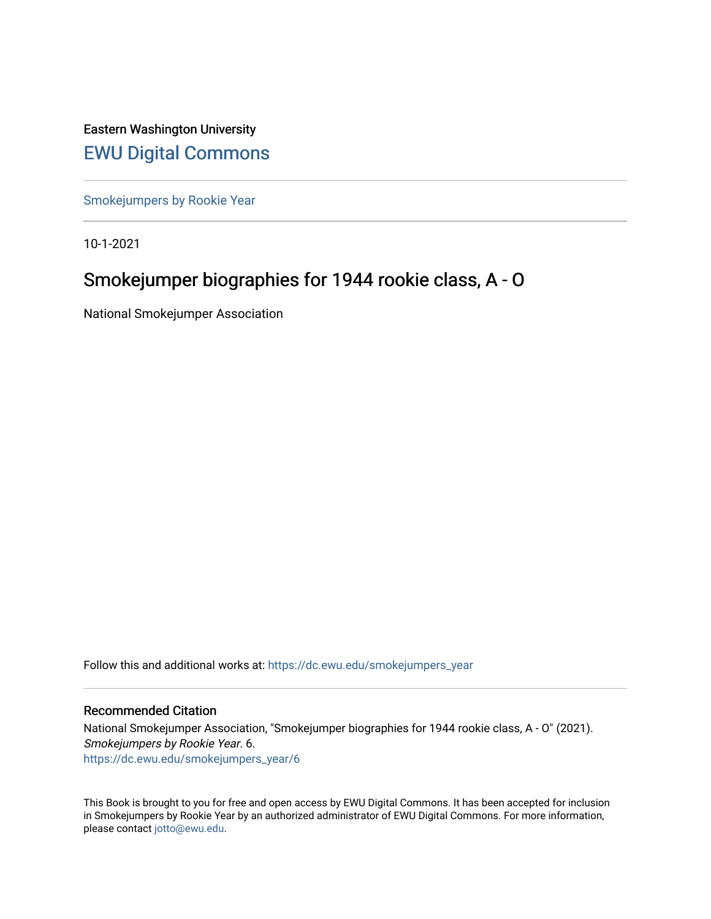Eastern Washington University

## EWU Digital Commons

Smokejumpers by Rookie Year

10-1-2021

# Smokejumper biographies for 1944 rookie class, A - O

National Smokejumper Association

Follow this and additional works at: https://dc.ewu.edu/smokejumpers_year

### Recommended Citation

National Smokejumper Association, "Smokejumper biographies for 1944 rookie class, A - O" (2021). *Smokejumpers by Rookie Year*. 6.
https://dc.ewu.edu/smokejumpers_year/6

This Book is brought to you for free and open access by EWU Digital Commons. It has been accepted for inclusion in Smokejumpers by Rookie Year by an authorized administrator of EWU Digital Commons. For more information, please contact jotto@ewu.edu.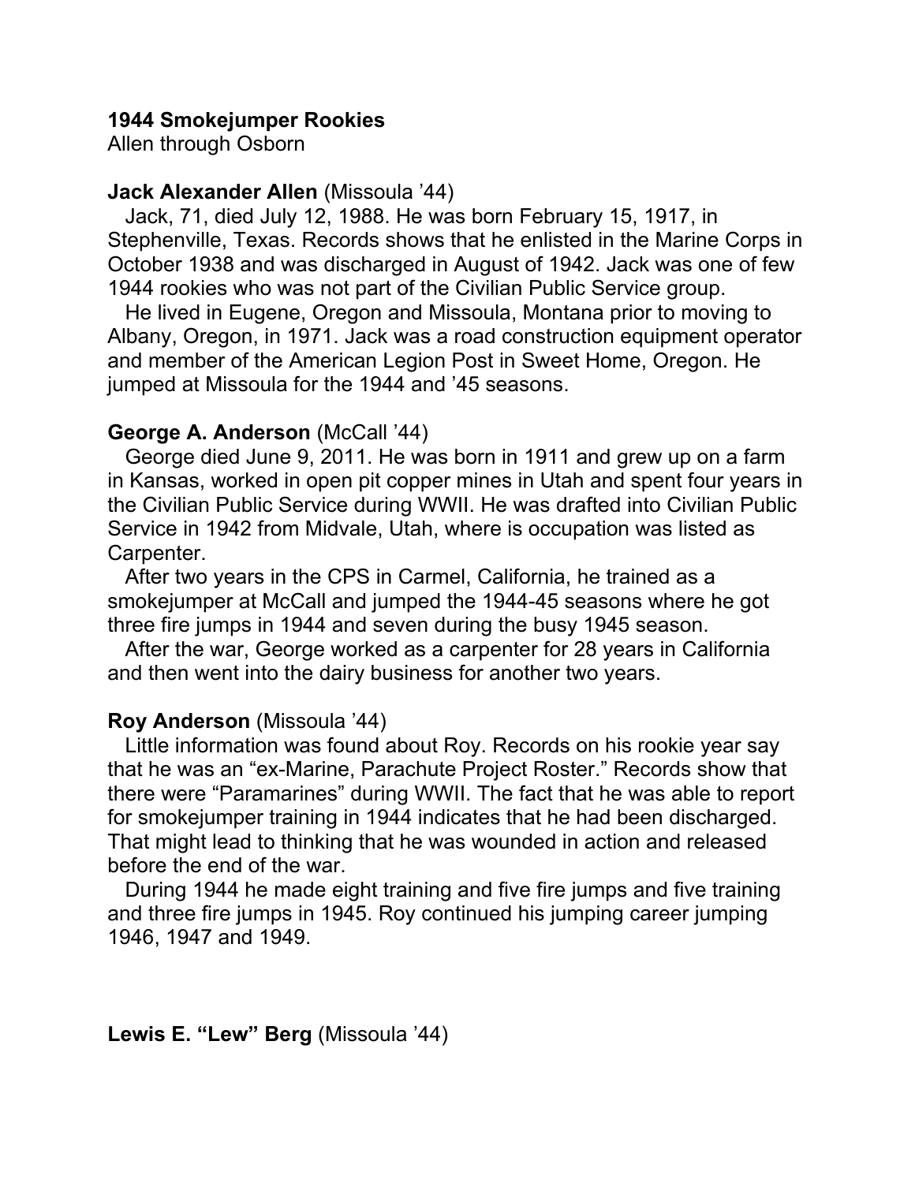**1944 Smokejumper Rookies**
Allen through Osborn

**Jack Alexander Allen** (Missoula '44)

Jack, 71, died July 12, 1988. He was born February 15, 1917, in Stephenville, Texas. Records shows that he enlisted in the Marine Corps in October 1938 and was discharged in August of 1942. Jack was one of few 1944 rookies who was not part of the Civilian Public Service group.

He lived in Eugene, Oregon and Missoula, Montana prior to moving to Albany, Oregon, in 1971. Jack was a road construction equipment operator and member of the American Legion Post in Sweet Home, Oregon. He jumped at Missoula for the 1944 and '45 seasons.

**George A. Anderson** (McCall '44)

George died June 9, 2011. He was born in 1911 and grew up on a farm in Kansas, worked in open pit copper mines in Utah and spent four years in the Civilian Public Service during WWII. He was drafted into Civilian Public Service in 1942 from Midvale, Utah, where is occupation was listed as Carpenter.

After two years in the CPS in Carmel, California, he trained as a smokejumper at McCall and jumped the 1944-45 seasons where he got three fire jumps in 1944 and seven during the busy 1945 season.

After the war, George worked as a carpenter for 28 years in California and then went into the dairy business for another two years.

**Roy Anderson** (Missoula '44)

Little information was found about Roy. Records on his rookie year say that he was an "ex-Marine, Parachute Project Roster." Records show that there were "Paramarines" during WWII. The fact that he was able to report for smokejumper training in 1944 indicates that he had been discharged. That might lead to thinking that he was wounded in action and released before the end of the war.

During 1944 he made eight training and five fire jumps and five training and three fire jumps in 1945. Roy continued his jumping career jumping 1946, 1947 and 1949.

**Lewis E. "Lew" Berg** (Missoula '44)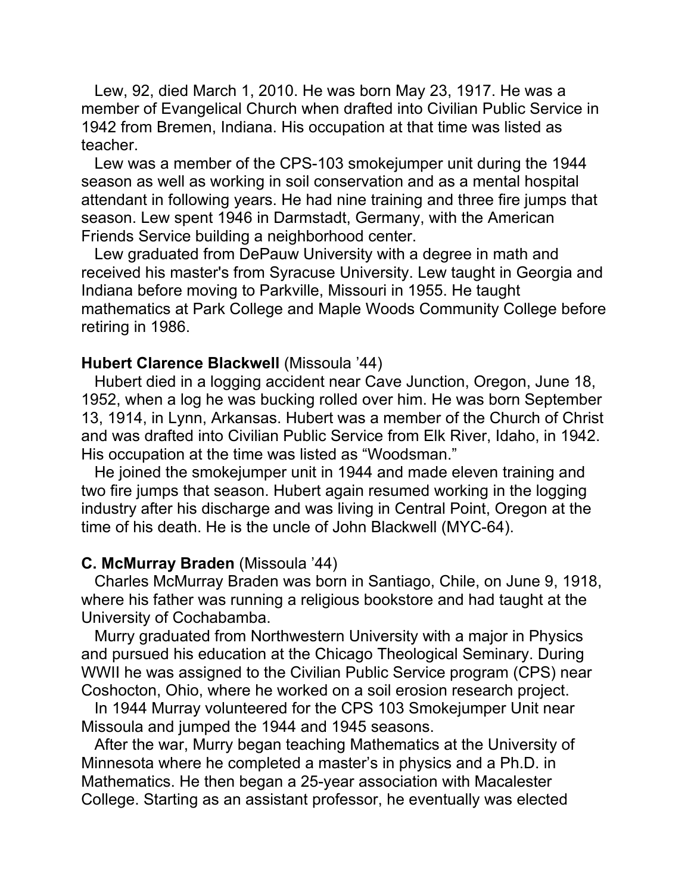Lew, 92, died March 1, 2010. He was born May 23, 1917. He was a member of Evangelical Church when drafted into Civilian Public Service in 1942 from Bremen, Indiana. His occupation at that time was listed as teacher.

Lew was a member of the CPS-103 smokejumper unit during the 1944 season as well as working in soil conservation and as a mental hospital attendant in following years. He had nine training and three fire jumps that season. Lew spent 1946 in Darmstadt, Germany, with the American Friends Service building a neighborhood center.

Lew graduated from DePauw University with a degree in math and received his master's from Syracuse University. Lew taught in Georgia and Indiana before moving to Parkville, Missouri in 1955. He taught mathematics at Park College and Maple Woods Community College before retiring in 1986.

**Hubert Clarence Blackwell** (Missoula ’44)

Hubert died in a logging accident near Cave Junction, Oregon, June 18, 1952, when a log he was bucking rolled over him. He was born September 13, 1914, in Lynn, Arkansas. Hubert was a member of the Church of Christ and was drafted into Civilian Public Service from Elk River, Idaho, in 1942. His occupation at the time was listed as “Woodsman.”

He joined the smokejumper unit in 1944 and made eleven training and two fire jumps that season. Hubert again resumed working in the logging industry after his discharge and was living in Central Point, Oregon at the time of his death. He is the uncle of John Blackwell (MYC-64).

**C. McMurray Braden** (Missoula ’44)

Charles McMurray Braden was born in Santiago, Chile, on June 9, 1918, where his father was running a religious bookstore and had taught at the University of Cochabamba.

Murry graduated from Northwestern University with a major in Physics and pursued his education at the Chicago Theological Seminary. During WWII he was assigned to the Civilian Public Service program (CPS) near Coshocton, Ohio, where he worked on a soil erosion research project.

In 1944 Murray volunteered for the CPS 103 Smokejumper Unit near Missoula and jumped the 1944 and 1945 seasons.

After the war, Murry began teaching Mathematics at the University of Minnesota where he completed a master’s in physics and a Ph.D. in Mathematics. He then began a 25-year association with Macalester College. Starting as an assistant professor, he eventually was elected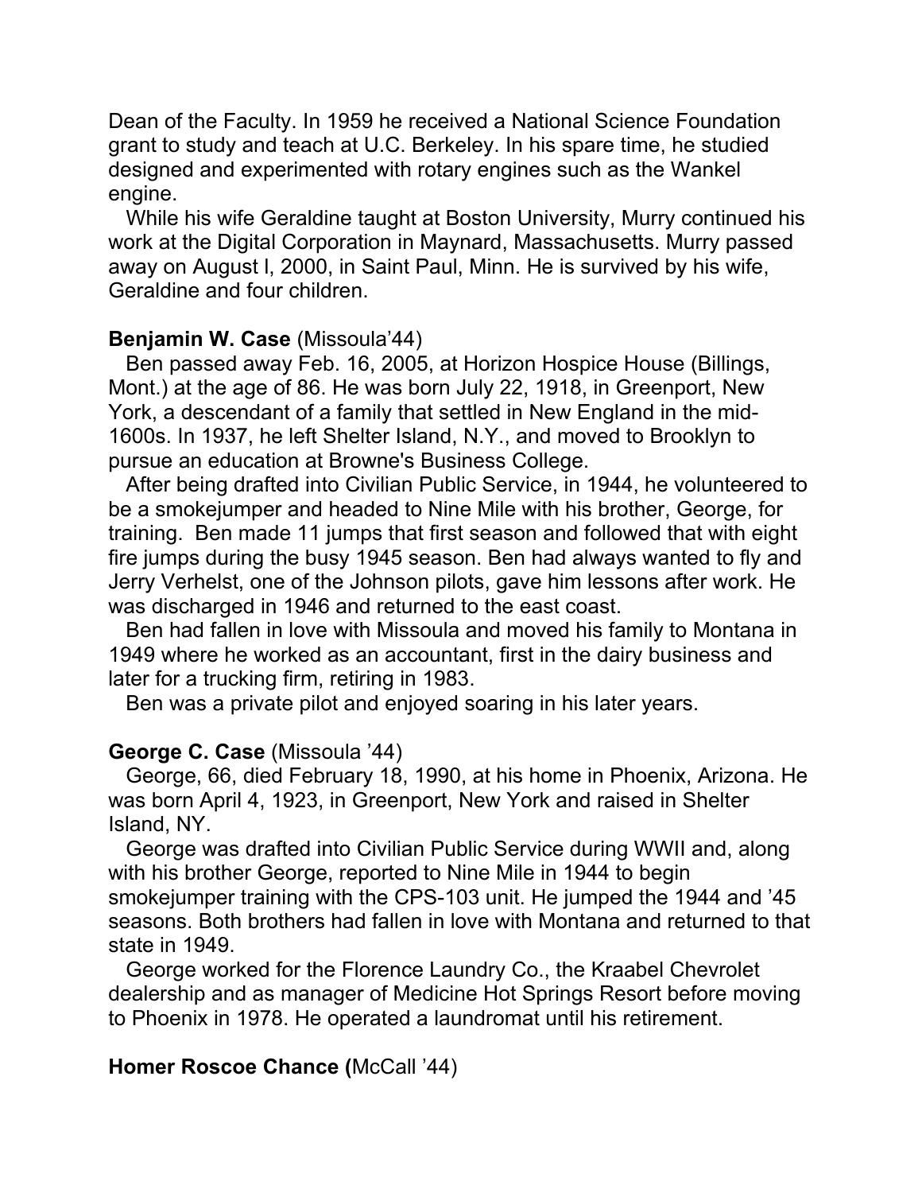Dean of the Faculty. In 1959 he received a National Science Foundation grant to study and teach at U.C. Berkeley. In his spare time, he studied designed and experimented with rotary engines such as the Wankel engine.

While his wife Geraldine taught at Boston University, Murry continued his work at the Digital Corporation in Maynard, Massachusetts. Murry passed away on August l, 2000, in Saint Paul, Minn. He is survived by his wife, Geraldine and four children.

**Benjamin W. Case** (Missoula'44)

Ben passed away Feb. 16, 2005, at Horizon Hospice House (Billings, Mont.) at the age of 86. He was born July 22, 1918, in Greenport, New York, a descendant of a family that settled in New England in the mid-1600s. In 1937, he left Shelter Island, N.Y., and moved to Brooklyn to pursue an education at Browne's Business College.

After being drafted into Civilian Public Service, in 1944, he volunteered to be a smokejumper and headed to Nine Mile with his brother, George, for training. Ben made 11 jumps that first season and followed that with eight fire jumps during the busy 1945 season. Ben had always wanted to fly and Jerry Verhelst, one of the Johnson pilots, gave him lessons after work. He was discharged in 1946 and returned to the east coast.

Ben had fallen in love with Missoula and moved his family to Montana in 1949 where he worked as an accountant, first in the dairy business and later for a trucking firm, retiring in 1983.

Ben was a private pilot and enjoyed soaring in his later years.

**George C. Case** (Missoula '44)

George, 66, died February 18, 1990, at his home in Phoenix, Arizona. He was born April 4, 1923, in Greenport, New York and raised in Shelter Island, NY.

George was drafted into Civilian Public Service during WWII and, along with his brother George, reported to Nine Mile in 1944 to begin smokejumper training with the CPS-103 unit. He jumped the 1944 and '45 seasons. Both brothers had fallen in love with Montana and returned to that state in 1949.

George worked for the Florence Laundry Co., the Kraabel Chevrolet dealership and as manager of Medicine Hot Springs Resort before moving to Phoenix in 1978. He operated a laundromat until his retirement.

**Homer Roscoe Chance (**McCall '44)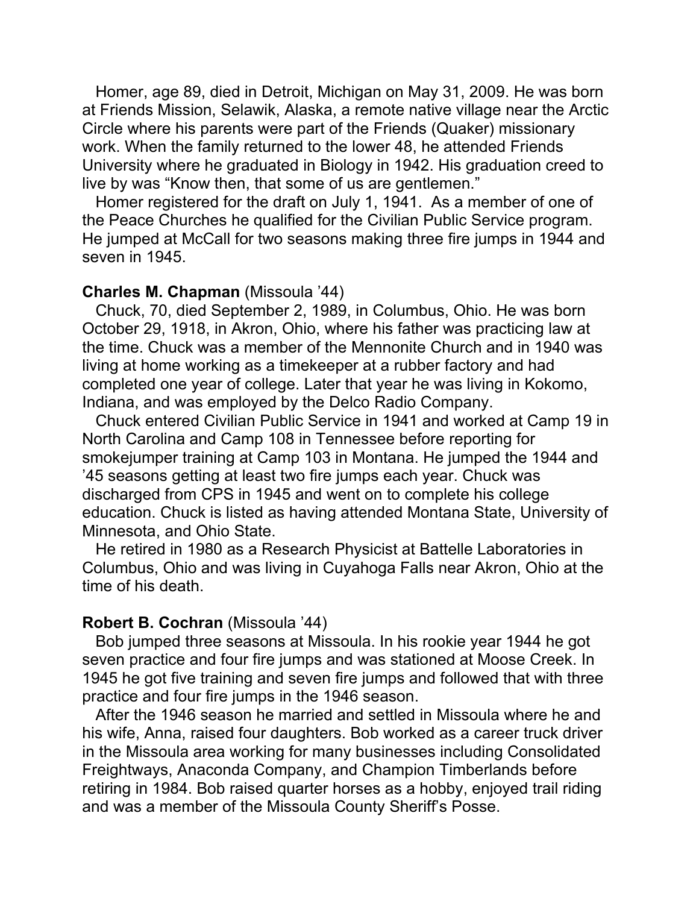Homer, age 89, died in Detroit, Michigan on May 31, 2009. He was born at Friends Mission, Selawik, Alaska, a remote native village near the Arctic Circle where his parents were part of the Friends (Quaker) missionary work. When the family returned to the lower 48, he attended Friends University where he graduated in Biology in 1942. His graduation creed to live by was "Know then, that some of us are gentlemen."

Homer registered for the draft on July 1, 1941. As a member of one of the Peace Churches he qualified for the Civilian Public Service program. He jumped at McCall for two seasons making three fire jumps in 1944 and seven in 1945.

**Charles M. Chapman** (Missoula '44)

Chuck, 70, died September 2, 1989, in Columbus, Ohio. He was born October 29, 1918, in Akron, Ohio, where his father was practicing law at the time. Chuck was a member of the Mennonite Church and in 1940 was living at home working as a timekeeper at a rubber factory and had completed one year of college. Later that year he was living in Kokomo, Indiana, and was employed by the Delco Radio Company.

Chuck entered Civilian Public Service in 1941 and worked at Camp 19 in North Carolina and Camp 108 in Tennessee before reporting for smokejumper training at Camp 103 in Montana. He jumped the 1944 and '45 seasons getting at least two fire jumps each year. Chuck was discharged from CPS in 1945 and went on to complete his college education. Chuck is listed as having attended Montana State, University of Minnesota, and Ohio State.

He retired in 1980 as a Research Physicist at Battelle Laboratories in Columbus, Ohio and was living in Cuyahoga Falls near Akron, Ohio at the time of his death.

**Robert B. Cochran** (Missoula '44)

Bob jumped three seasons at Missoula. In his rookie year 1944 he got seven practice and four fire jumps and was stationed at Moose Creek. In 1945 he got five training and seven fire jumps and followed that with three practice and four fire jumps in the 1946 season.

After the 1946 season he married and settled in Missoula where he and his wife, Anna, raised four daughters. Bob worked as a career truck driver in the Missoula area working for many businesses including Consolidated Freightways, Anaconda Company, and Champion Timberlands before retiring in 1984. Bob raised quarter horses as a hobby, enjoyed trail riding and was a member of the Missoula County Sheriff's Posse.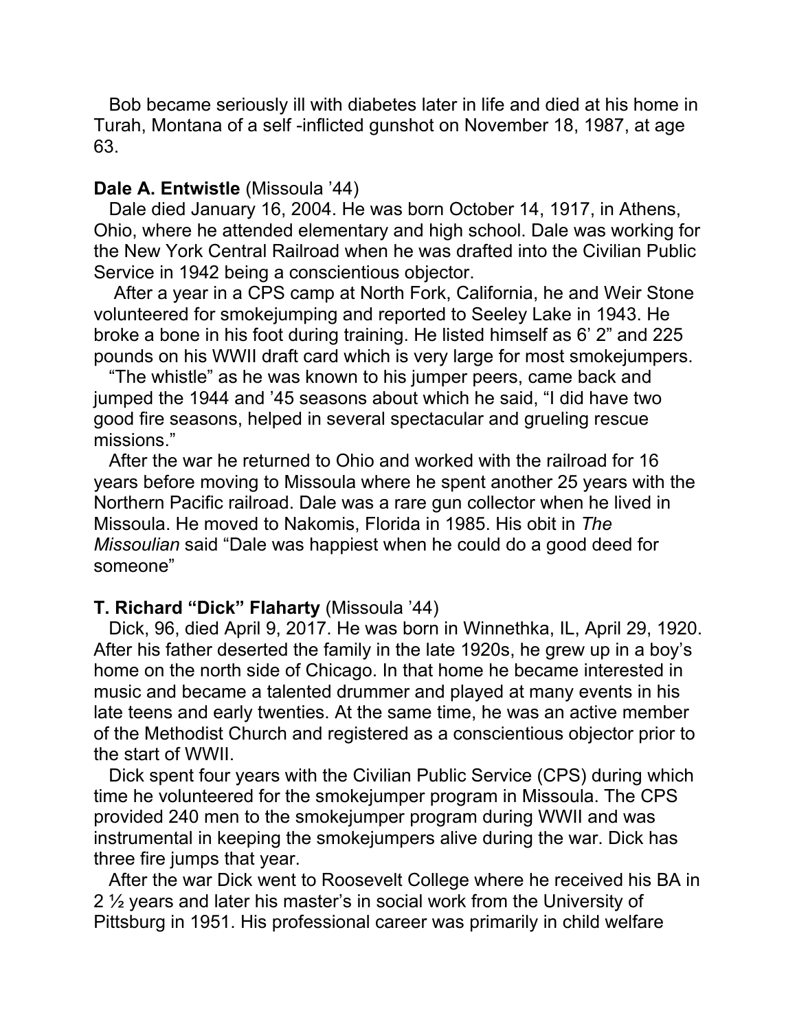Bob became seriously ill with diabetes later in life and died at his home in Turah, Montana of a self -inflicted gunshot on November 18, 1987, at age 63.

**Dale A. Entwistle** (Missoula '44)

Dale died January 16, 2004. He was born October 14, 1917, in Athens, Ohio, where he attended elementary and high school. Dale was working for the New York Central Railroad when he was drafted into the Civilian Public Service in 1942 being a conscientious objector.

After a year in a CPS camp at North Fork, California, he and Weir Stone volunteered for smokejumping and reported to Seeley Lake in 1943. He broke a bone in his foot during training. He listed himself as 6' 2" and 225 pounds on his WWII draft card which is very large for most smokejumpers.

"The whistle" as he was known to his jumper peers, came back and jumped the 1944 and '45 seasons about which he said, "I did have two good fire seasons, helped in several spectacular and grueling rescue missions."

After the war he returned to Ohio and worked with the railroad for 16 years before moving to Missoula where he spent another 25 years with the Northern Pacific railroad. Dale was a rare gun collector when he lived in Missoula. He moved to Nakomis, Florida in 1985. His obit in *The Missoulian* said "Dale was happiest when he could do a good deed for someone"

**T. Richard "Dick" Flaharty** (Missoula '44)

Dick, 96, died April 9, 2017. He was born in Winnethka, IL, April 29, 1920. After his father deserted the family in the late 1920s, he grew up in a boy's home on the north side of Chicago. In that home he became interested in music and became a talented drummer and played at many events in his late teens and early twenties. At the same time, he was an active member of the Methodist Church and registered as a conscientious objector prior to the start of WWII.

Dick spent four years with the Civilian Public Service (CPS) during which time he volunteered for the smokejumper program in Missoula. The CPS provided 240 men to the smokejumper program during WWII and was instrumental in keeping the smokejumpers alive during the war. Dick has three fire jumps that year.

After the war Dick went to Roosevelt College where he received his BA in 2 ½ years and later his master's in social work from the University of Pittsburg in 1951. His professional career was primarily in child welfare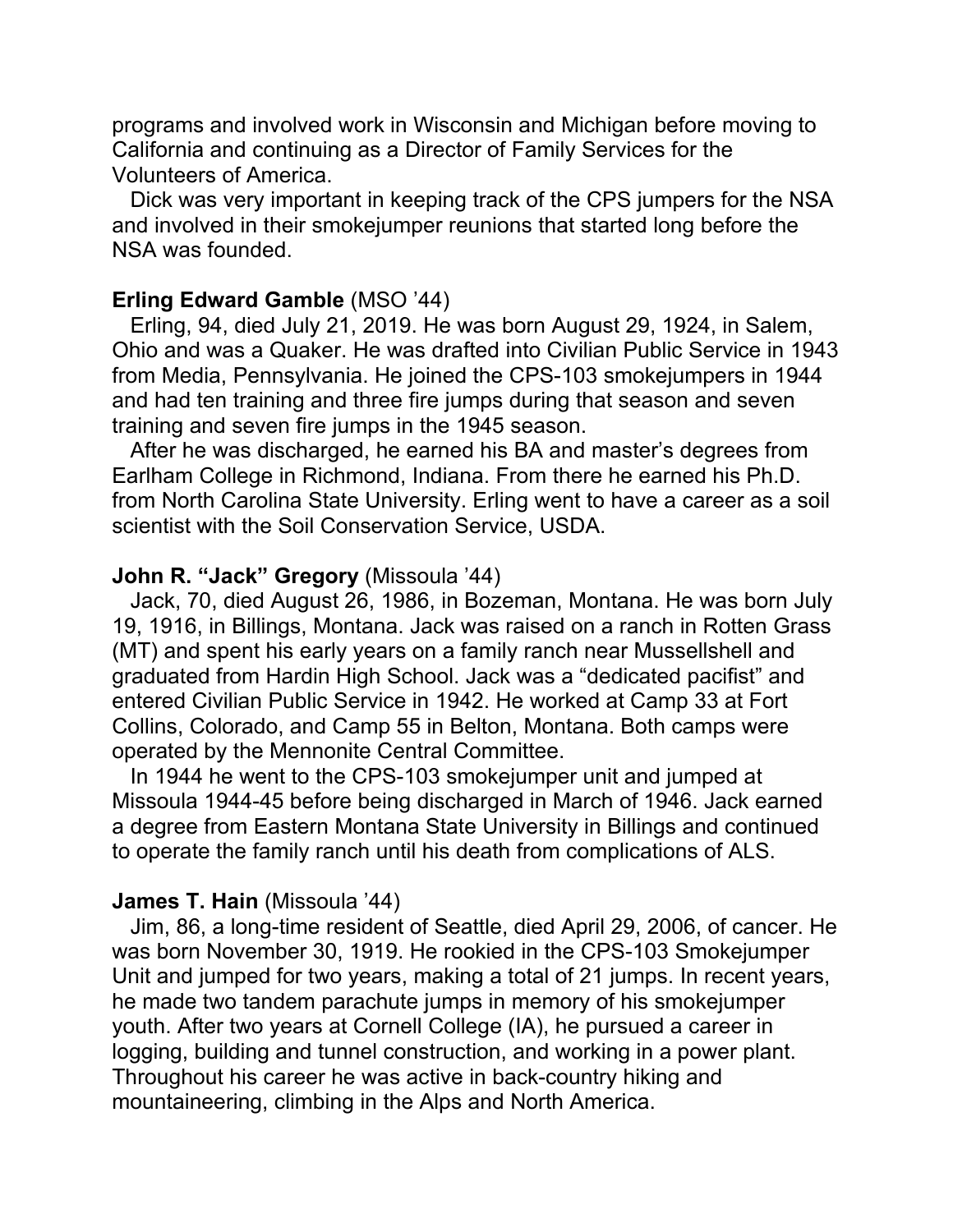programs and involved work in Wisconsin and Michigan before moving to California and continuing as a Director of Family Services for the Volunteers of America.

Dick was very important in keeping track of the CPS jumpers for the NSA and involved in their smokejumper reunions that started long before the NSA was founded.

**Erling Edward Gamble** (MSO '44)

Erling, 94, died July 21, 2019. He was born August 29, 1924, in Salem, Ohio and was a Quaker. He was drafted into Civilian Public Service in 1943 from Media, Pennsylvania. He joined the CPS-103 smokejumpers in 1944 and had ten training and three fire jumps during that season and seven training and seven fire jumps in the 1945 season.

After he was discharged, he earned his BA and master's degrees from Earlham College in Richmond, Indiana. From there he earned his Ph.D. from North Carolina State University. Erling went to have a career as a soil scientist with the Soil Conservation Service, USDA.

**John R. "Jack" Gregory** (Missoula '44)

Jack, 70, died August 26, 1986, in Bozeman, Montana. He was born July 19, 1916, in Billings, Montana. Jack was raised on a ranch in Rotten Grass (MT) and spent his early years on a family ranch near Mussellshell and graduated from Hardin High School. Jack was a "dedicated pacifist" and entered Civilian Public Service in 1942. He worked at Camp 33 at Fort Collins, Colorado, and Camp 55 in Belton, Montana. Both camps were operated by the Mennonite Central Committee.

In 1944 he went to the CPS-103 smokejumper unit and jumped at Missoula 1944-45 before being discharged in March of 1946. Jack earned a degree from Eastern Montana State University in Billings and continued to operate the family ranch until his death from complications of ALS.

**James T. Hain** (Missoula '44)

Jim, 86, a long-time resident of Seattle, died April 29, 2006, of cancer. He was born November 30, 1919. He rookied in the CPS-103 Smokejumper Unit and jumped for two years, making a total of 21 jumps. In recent years, he made two tandem parachute jumps in memory of his smokejumper youth. After two years at Cornell College (IA), he pursued a career in logging, building and tunnel construction, and working in a power plant. Throughout his career he was active in back-country hiking and mountaineering, climbing in the Alps and North America.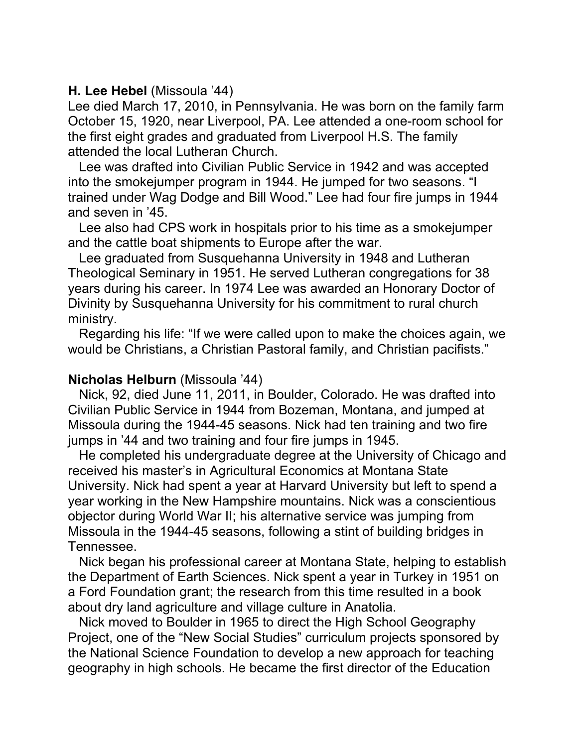**H. Lee Hebel** (Missoula '44)

Lee died March 17, 2010, in Pennsylvania. He was born on the family farm October 15, 1920, near Liverpool, PA. Lee attended a one-room school for the first eight grades and graduated from Liverpool H.S. The family attended the local Lutheran Church.

Lee was drafted into Civilian Public Service in 1942 and was accepted into the smokejumper program in 1944. He jumped for two seasons. "I trained under Wag Dodge and Bill Wood." Lee had four fire jumps in 1944 and seven in '45.

Lee also had CPS work in hospitals prior to his time as a smokejumper and the cattle boat shipments to Europe after the war.

Lee graduated from Susquehanna University in 1948 and Lutheran Theological Seminary in 1951. He served Lutheran congregations for 38 years during his career. In 1974 Lee was awarded an Honorary Doctor of Divinity by Susquehanna University for his commitment to rural church ministry.

Regarding his life: "If we were called upon to make the choices again, we would be Christians, a Christian Pastoral family, and Christian pacifists."

**Nicholas Helburn** (Missoula '44)

Nick, 92, died June 11, 2011, in Boulder, Colorado. He was drafted into Civilian Public Service in 1944 from Bozeman, Montana, and jumped at Missoula during the 1944-45 seasons. Nick had ten training and two fire jumps in '44 and two training and four fire jumps in 1945.

He completed his undergraduate degree at the University of Chicago and received his master's in Agricultural Economics at Montana State University. Nick had spent a year at Harvard University but left to spend a year working in the New Hampshire mountains. Nick was a conscientious objector during World War II; his alternative service was jumping from Missoula in the 1944-45 seasons, following a stint of building bridges in Tennessee.

Nick began his professional career at Montana State, helping to establish the Department of Earth Sciences. Nick spent a year in Turkey in 1951 on a Ford Foundation grant; the research from this time resulted in a book about dry land agriculture and village culture in Anatolia.

Nick moved to Boulder in 1965 to direct the High School Geography Project, one of the "New Social Studies" curriculum projects sponsored by the National Science Foundation to develop a new approach for teaching geography in high schools. He became the first director of the Education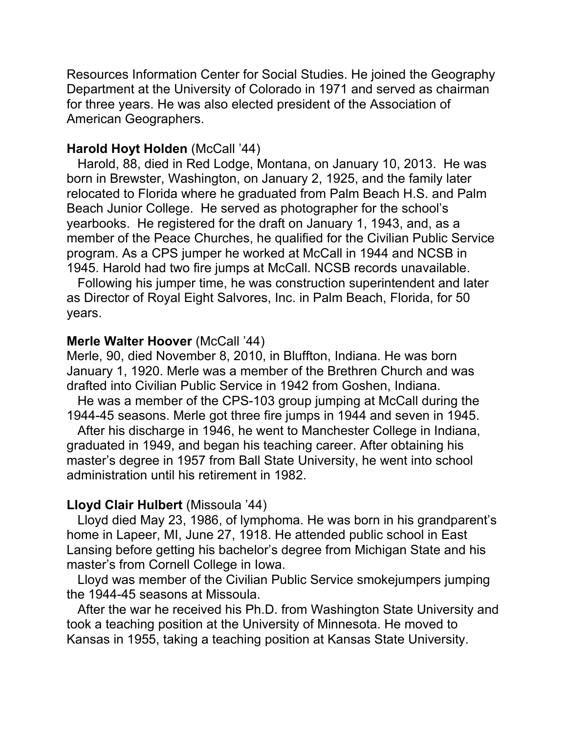Resources Information Center for Social Studies. He joined the Geography Department at the University of Colorado in 1971 and served as chairman for three years. He was also elected president of the Association of American Geographers.

**Harold Hoyt Holden** (McCall ’44)

Harold, 88, died in Red Lodge, Montana, on January 10, 2013. He was born in Brewster, Washington, on January 2, 1925, and the family later relocated to Florida where he graduated from Palm Beach H.S. and Palm Beach Junior College. He served as photographer for the school’s yearbooks. He registered for the draft on January 1, 1943, and, as a member of the Peace Churches, he qualified for the Civilian Public Service program. As a CPS jumper he worked at McCall in 1944 and NCSB in 1945. Harold had two fire jumps at McCall. NCSB records unavailable.

Following his jumper time, he was construction superintendent and later as Director of Royal Eight Salvores, Inc. in Palm Beach, Florida, for 50 years.

**Merle Walter Hoover** (McCall ’44)

Merle, 90, died November 8, 2010, in Bluffton, Indiana. He was born January 1, 1920. Merle was a member of the Brethren Church and was drafted into Civilian Public Service in 1942 from Goshen, Indiana.

He was a member of the CPS-103 group jumping at McCall during the 1944-45 seasons. Merle got three fire jumps in 1944 and seven in 1945.

After his discharge in 1946, he went to Manchester College in Indiana, graduated in 1949, and began his teaching career. After obtaining his master’s degree in 1957 from Ball State University, he went into school administration until his retirement in 1982.

**Lloyd Clair Hulbert** (Missoula ’44)

Lloyd died May 23, 1986, of lymphoma. He was born in his grandparent’s home in Lapeer, MI, June 27, 1918. He attended public school in East Lansing before getting his bachelor’s degree from Michigan State and his master’s from Cornell College in Iowa.

Lloyd was member of the Civilian Public Service smokejumpers jumping the 1944-45 seasons at Missoula.

After the war he received his Ph.D. from Washington State University and took a teaching position at the University of Minnesota. He moved to Kansas in 1955, taking a teaching position at Kansas State University.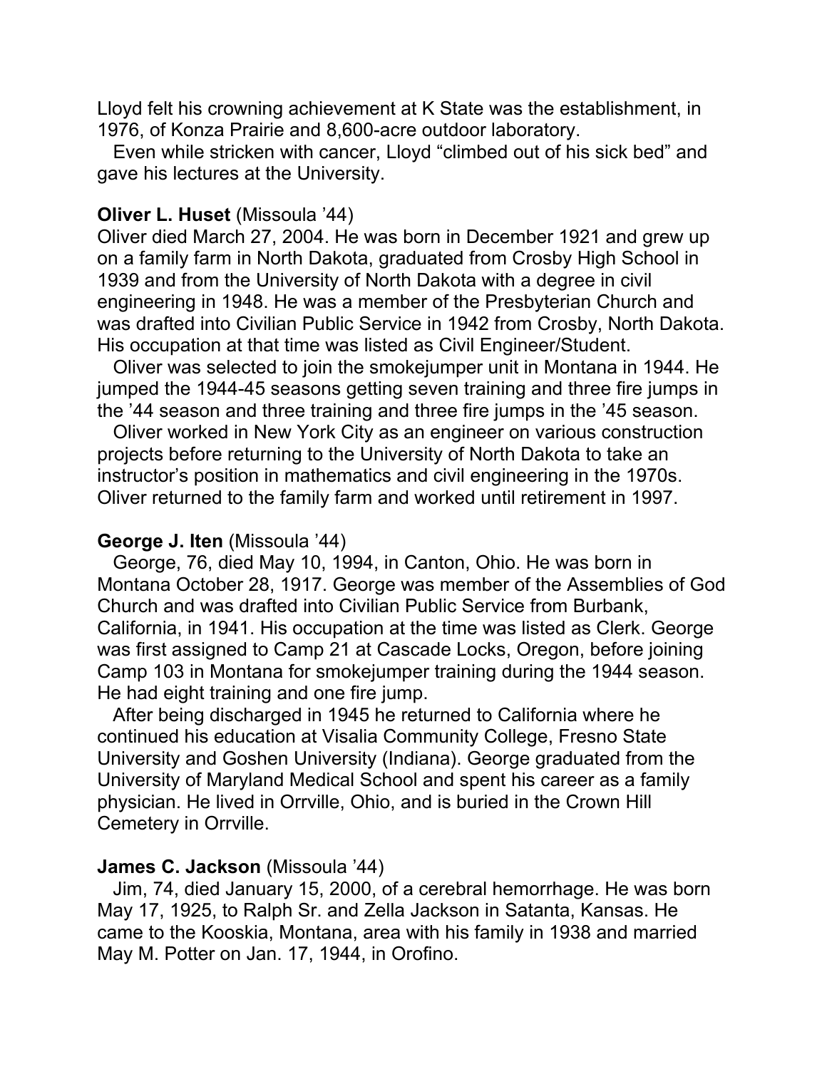Lloyd felt his crowning achievement at K State was the establishment, in 1976, of Konza Prairie and 8,600-acre outdoor laboratory.

Even while stricken with cancer, Lloyd "climbed out of his sick bed" and gave his lectures at the University.

**Oliver L. Huset** (Missoula '44)

Oliver died March 27, 2004. He was born in December 1921 and grew up on a family farm in North Dakota, graduated from Crosby High School in 1939 and from the University of North Dakota with a degree in civil engineering in 1948. He was a member of the Presbyterian Church and was drafted into Civilian Public Service in 1942 from Crosby, North Dakota. His occupation at that time was listed as Civil Engineer/Student.

Oliver was selected to join the smokejumper unit in Montana in 1944. He jumped the 1944-45 seasons getting seven training and three fire jumps in the '44 season and three training and three fire jumps in the '45 season.

Oliver worked in New York City as an engineer on various construction projects before returning to the University of North Dakota to take an instructor's position in mathematics and civil engineering in the 1970s. Oliver returned to the family farm and worked until retirement in 1997.

**George J. Iten** (Missoula '44)

George, 76, died May 10, 1994, in Canton, Ohio. He was born in Montana October 28, 1917. George was member of the Assemblies of God Church and was drafted into Civilian Public Service from Burbank, California, in 1941. His occupation at the time was listed as Clerk. George was first assigned to Camp 21 at Cascade Locks, Oregon, before joining Camp 103 in Montana for smokejumper training during the 1944 season. He had eight training and one fire jump.

After being discharged in 1945 he returned to California where he continued his education at Visalia Community College, Fresno State University and Goshen University (Indiana). George graduated from the University of Maryland Medical School and spent his career as a family physician. He lived in Orrville, Ohio, and is buried in the Crown Hill Cemetery in Orrville.

**James C. Jackson** (Missoula '44)

Jim, 74, died January 15, 2000, of a cerebral hemorrhage. He was born May 17, 1925, to Ralph Sr. and Zella Jackson in Satanta, Kansas. He came to the Kooskia, Montana, area with his family in 1938 and married May M. Potter on Jan. 17, 1944, in Orofino.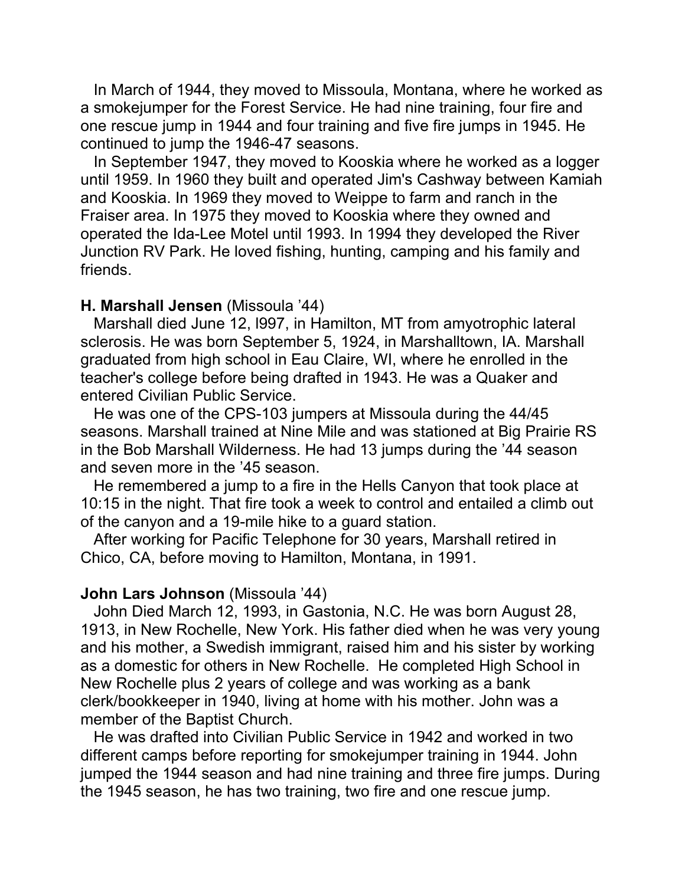In March of 1944, they moved to Missoula, Montana, where he worked as a smokejumper for the Forest Service. He had nine training, four fire and one rescue jump in 1944 and four training and five fire jumps in 1945. He continued to jump the 1946-47 seasons.

In September 1947, they moved to Kooskia where he worked as a logger until 1959. In 1960 they built and operated Jim's Cashway between Kamiah and Kooskia. In 1969 they moved to Weippe to farm and ranch in the Fraiser area. In 1975 they moved to Kooskia where they owned and operated the Ida-Lee Motel until 1993. In 1994 they developed the River Junction RV Park. He loved fishing, hunting, camping and his family and friends.

**H. Marshall Jensen** (Missoula '44)

Marshall died June 12, l997, in Hamilton, MT from amyotrophic lateral sclerosis. He was born September 5, 1924, in Marshalltown, IA. Marshall graduated from high school in Eau Claire, WI, where he enrolled in the teacher's college before being drafted in 1943. He was a Quaker and entered Civilian Public Service.

He was one of the CPS-103 jumpers at Missoula during the 44/45 seasons. Marshall trained at Nine Mile and was stationed at Big Prairie RS in the Bob Marshall Wilderness. He had 13 jumps during the '44 season and seven more in the '45 season.

He remembered a jump to a fire in the Hells Canyon that took place at 10:15 in the night. That fire took a week to control and entailed a climb out of the canyon and a 19-mile hike to a guard station.

After working for Pacific Telephone for 30 years, Marshall retired in Chico, CA, before moving to Hamilton, Montana, in 1991.

**John Lars Johnson** (Missoula '44)

John Died March 12, 1993, in Gastonia, N.C. He was born August 28, 1913, in New Rochelle, New York. His father died when he was very young and his mother, a Swedish immigrant, raised him and his sister by working as a domestic for others in New Rochelle. He completed High School in New Rochelle plus 2 years of college and was working as a bank clerk/bookkeeper in 1940, living at home with his mother. John was a member of the Baptist Church.

He was drafted into Civilian Public Service in 1942 and worked in two different camps before reporting for smokejumper training in 1944. John jumped the 1944 season and had nine training and three fire jumps. During the 1945 season, he has two training, two fire and one rescue jump.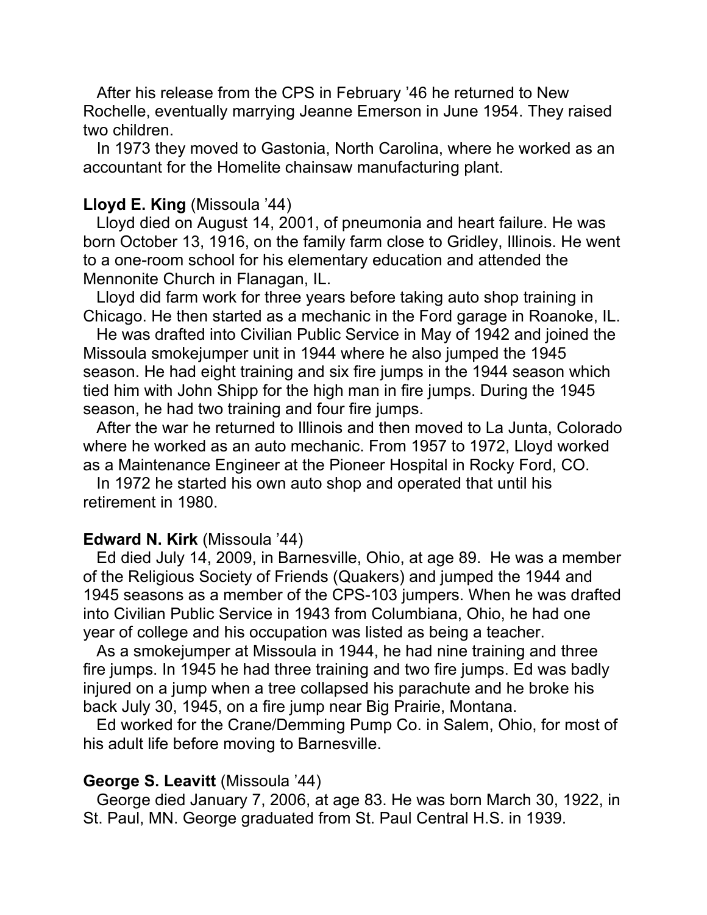After his release from the CPS in February '46 he returned to New Rochelle, eventually marrying Jeanne Emerson in June 1954. They raised two children.

In 1973 they moved to Gastonia, North Carolina, where he worked as an accountant for the Homelite chainsaw manufacturing plant.

**Lloyd E. King** (Missoula '44)

Lloyd died on August 14, 2001, of pneumonia and heart failure. He was born October 13, 1916, on the family farm close to Gridley, Illinois. He went to a one-room school for his elementary education and attended the Mennonite Church in Flanagan, IL.

Lloyd did farm work for three years before taking auto shop training in Chicago. He then started as a mechanic in the Ford garage in Roanoke, IL.

He was drafted into Civilian Public Service in May of 1942 and joined the Missoula smokejumper unit in 1944 where he also jumped the 1945 season. He had eight training and six fire jumps in the 1944 season which tied him with John Shipp for the high man in fire jumps. During the 1945 season, he had two training and four fire jumps.

After the war he returned to Illinois and then moved to La Junta, Colorado where he worked as an auto mechanic. From 1957 to 1972, Lloyd worked as a Maintenance Engineer at the Pioneer Hospital in Rocky Ford, CO.

In 1972 he started his own auto shop and operated that until his retirement in 1980.

**Edward N. Kirk** (Missoula '44)

Ed died July 14, 2009, in Barnesville, Ohio, at age 89. He was a member of the Religious Society of Friends (Quakers) and jumped the 1944 and 1945 seasons as a member of the CPS-103 jumpers. When he was drafted into Civilian Public Service in 1943 from Columbiana, Ohio, he had one year of college and his occupation was listed as being a teacher.

As a smokejumper at Missoula in 1944, he had nine training and three fire jumps. In 1945 he had three training and two fire jumps. Ed was badly injured on a jump when a tree collapsed his parachute and he broke his back July 30, 1945, on a fire jump near Big Prairie, Montana.

Ed worked for the Crane/Demming Pump Co. in Salem, Ohio, for most of his adult life before moving to Barnesville.

**George S. Leavitt** (Missoula '44)

George died January 7, 2006, at age 83. He was born March 30, 1922, in St. Paul, MN. George graduated from St. Paul Central H.S. in 1939.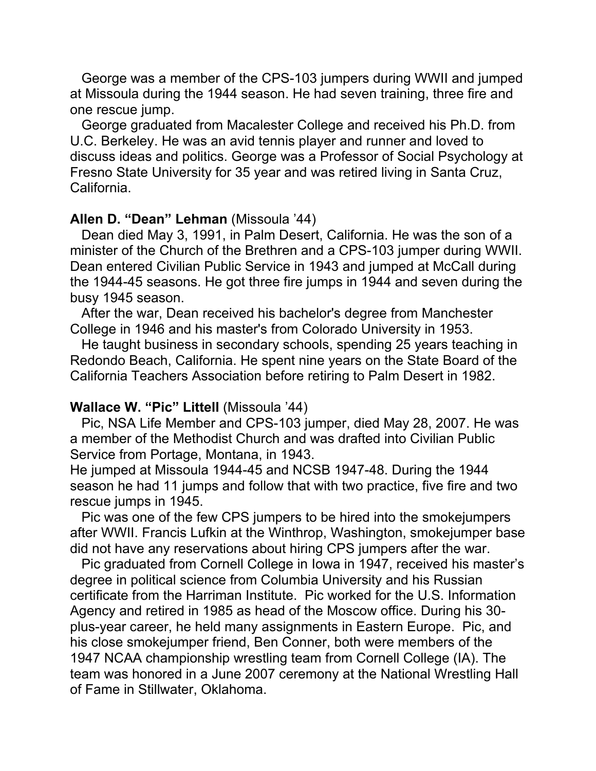George was a member of the CPS-103 jumpers during WWII and jumped at Missoula during the 1944 season. He had seven training, three fire and one rescue jump.

George graduated from Macalester College and received his Ph.D. from U.C. Berkeley. He was an avid tennis player and runner and loved to discuss ideas and politics. George was a Professor of Social Psychology at Fresno State University for 35 year and was retired living in Santa Cruz, California.

**Allen D. "Dean" Lehman** (Missoula '44)

Dean died May 3, 1991, in Palm Desert, California. He was the son of a minister of the Church of the Brethren and a CPS-103 jumper during WWII. Dean entered Civilian Public Service in 1943 and jumped at McCall during the 1944-45 seasons. He got three fire jumps in 1944 and seven during the busy 1945 season.

After the war, Dean received his bachelor's degree from Manchester College in 1946 and his master's from Colorado University in 1953.

He taught business in secondary schools, spending 25 years teaching in Redondo Beach, California. He spent nine years on the State Board of the California Teachers Association before retiring to Palm Desert in 1982.

**Wallace W. "Pic" Littell** (Missoula '44)

Pic, NSA Life Member and CPS-103 jumper, died May 28, 2007. He was a member of the Methodist Church and was drafted into Civilian Public Service from Portage, Montana, in 1943.

He jumped at Missoula 1944-45 and NCSB 1947-48. During the 1944 season he had 11 jumps and follow that with two practice, five fire and two rescue jumps in 1945.

Pic was one of the few CPS jumpers to be hired into the smokejumpers after WWII. Francis Lufkin at the Winthrop, Washington, smokejumper base did not have any reservations about hiring CPS jumpers after the war.

Pic graduated from Cornell College in Iowa in 1947, received his master's degree in political science from Columbia University and his Russian certificate from the Harriman Institute. Pic worked for the U.S. Information Agency and retired in 1985 as head of the Moscow office. During his 30-plus-year career, he held many assignments in Eastern Europe. Pic, and his close smokejumper friend, Ben Conner, both were members of the 1947 NCAA championship wrestling team from Cornell College (IA). The team was honored in a June 2007 ceremony at the National Wrestling Hall of Fame in Stillwater, Oklahoma.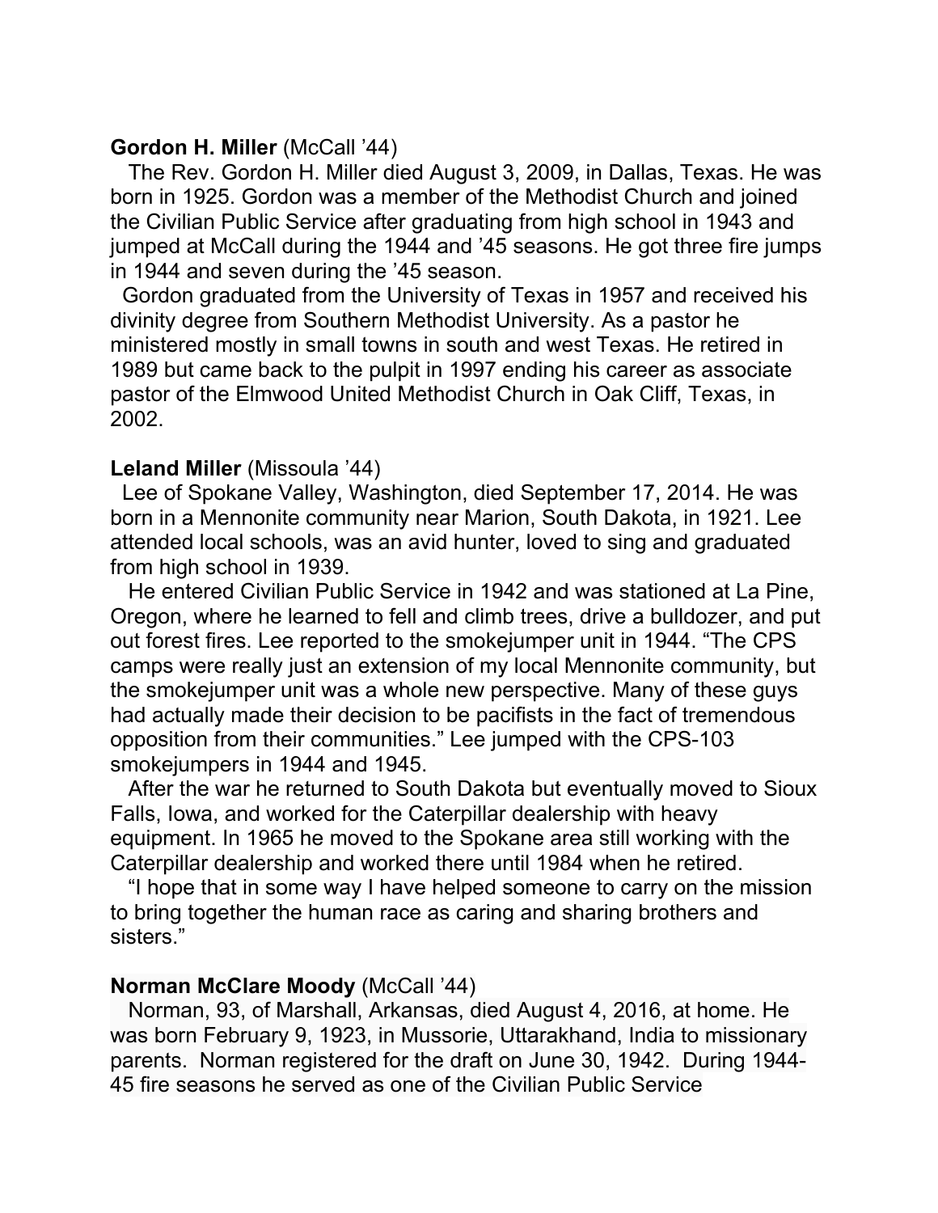**Gordon H. Miller** (McCall '44)

The Rev. Gordon H. Miller died August 3, 2009, in Dallas, Texas. He was born in 1925. Gordon was a member of the Methodist Church and joined the Civilian Public Service after graduating from high school in 1943 and jumped at McCall during the 1944 and '45 seasons. He got three fire jumps in 1944 and seven during the '45 season.

Gordon graduated from the University of Texas in 1957 and received his divinity degree from Southern Methodist University. As a pastor he ministered mostly in small towns in south and west Texas. He retired in 1989 but came back to the pulpit in 1997 ending his career as associate pastor of the Elmwood United Methodist Church in Oak Cliff, Texas, in 2002.

**Leland Miller** (Missoula '44)

Lee of Spokane Valley, Washington, died September 17, 2014. He was born in a Mennonite community near Marion, South Dakota, in 1921. Lee attended local schools, was an avid hunter, loved to sing and graduated from high school in 1939.

He entered Civilian Public Service in 1942 and was stationed at La Pine, Oregon, where he learned to fell and climb trees, drive a bulldozer, and put out forest fires. Lee reported to the smokejumper unit in 1944. "The CPS camps were really just an extension of my local Mennonite community, but the smokejumper unit was a whole new perspective. Many of these guys had actually made their decision to be pacifists in the fact of tremendous opposition from their communities." Lee jumped with the CPS-103 smokejumpers in 1944 and 1945.

After the war he returned to South Dakota but eventually moved to Sioux Falls, Iowa, and worked for the Caterpillar dealership with heavy equipment. In 1965 he moved to the Spokane area still working with the Caterpillar dealership and worked there until 1984 when he retired.

"I hope that in some way I have helped someone to carry on the mission to bring together the human race as caring and sharing brothers and sisters."

**Norman McClare Moody** (McCall '44)

Norman, 93, of Marshall, Arkansas, died August 4, 2016, at home. He was born February 9, 1923, in Mussorie, Uttarakhand, India to missionary parents. Norman registered for the draft on June 30, 1942. During 1944-45 fire seasons he served as one of the Civilian Public Service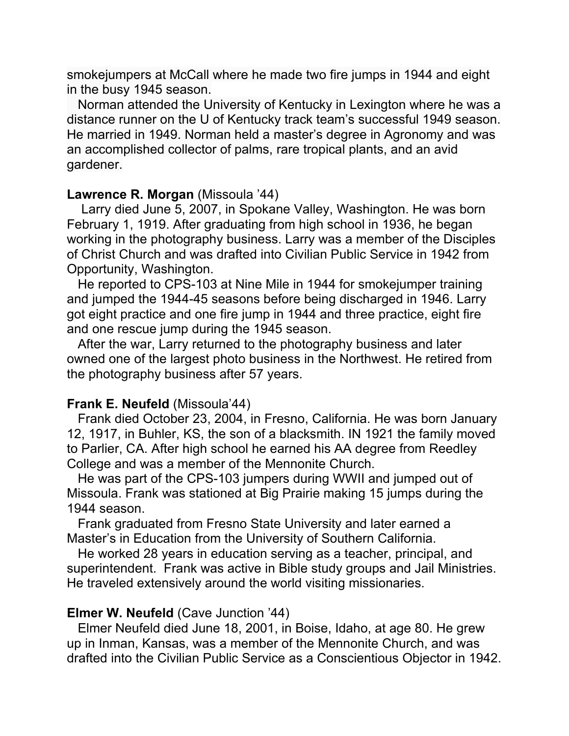smokejumpers at McCall where he made two fire jumps in 1944 and eight in the busy 1945 season.

Norman attended the University of Kentucky in Lexington where he was a distance runner on the U of Kentucky track team's successful 1949 season. He married in 1949. Norman held a master's degree in Agronomy and was an accomplished collector of palms, rare tropical plants, and an avid gardener.

**Lawrence R. Morgan** (Missoula '44)

Larry died June 5, 2007, in Spokane Valley, Washington. He was born February 1, 1919. After graduating from high school in 1936, he began working in the photography business. Larry was a member of the Disciples of Christ Church and was drafted into Civilian Public Service in 1942 from Opportunity, Washington.

He reported to CPS-103 at Nine Mile in 1944 for smokejumper training and jumped the 1944-45 seasons before being discharged in 1946. Larry got eight practice and one fire jump in 1944 and three practice, eight fire and one rescue jump during the 1945 season.

After the war, Larry returned to the photography business and later owned one of the largest photo business in the Northwest. He retired from the photography business after 57 years.

**Frank E. Neufeld** (Missoula'44)

Frank died October 23, 2004, in Fresno, California. He was born January 12, 1917, in Buhler, KS, the son of a blacksmith. IN 1921 the family moved to Parlier, CA. After high school he earned his AA degree from Reedley College and was a member of the Mennonite Church.

He was part of the CPS-103 jumpers during WWII and jumped out of Missoula. Frank was stationed at Big Prairie making 15 jumps during the 1944 season.

Frank graduated from Fresno State University and later earned a Master's in Education from the University of Southern California.

He worked 28 years in education serving as a teacher, principal, and superintendent. Frank was active in Bible study groups and Jail Ministries. He traveled extensively around the world visiting missionaries.

**Elmer W. Neufeld** (Cave Junction '44)

Elmer Neufeld died June 18, 2001, in Boise, Idaho, at age 80. He grew up in Inman, Kansas, was a member of the Mennonite Church, and was drafted into the Civilian Public Service as a Conscientious Objector in 1942.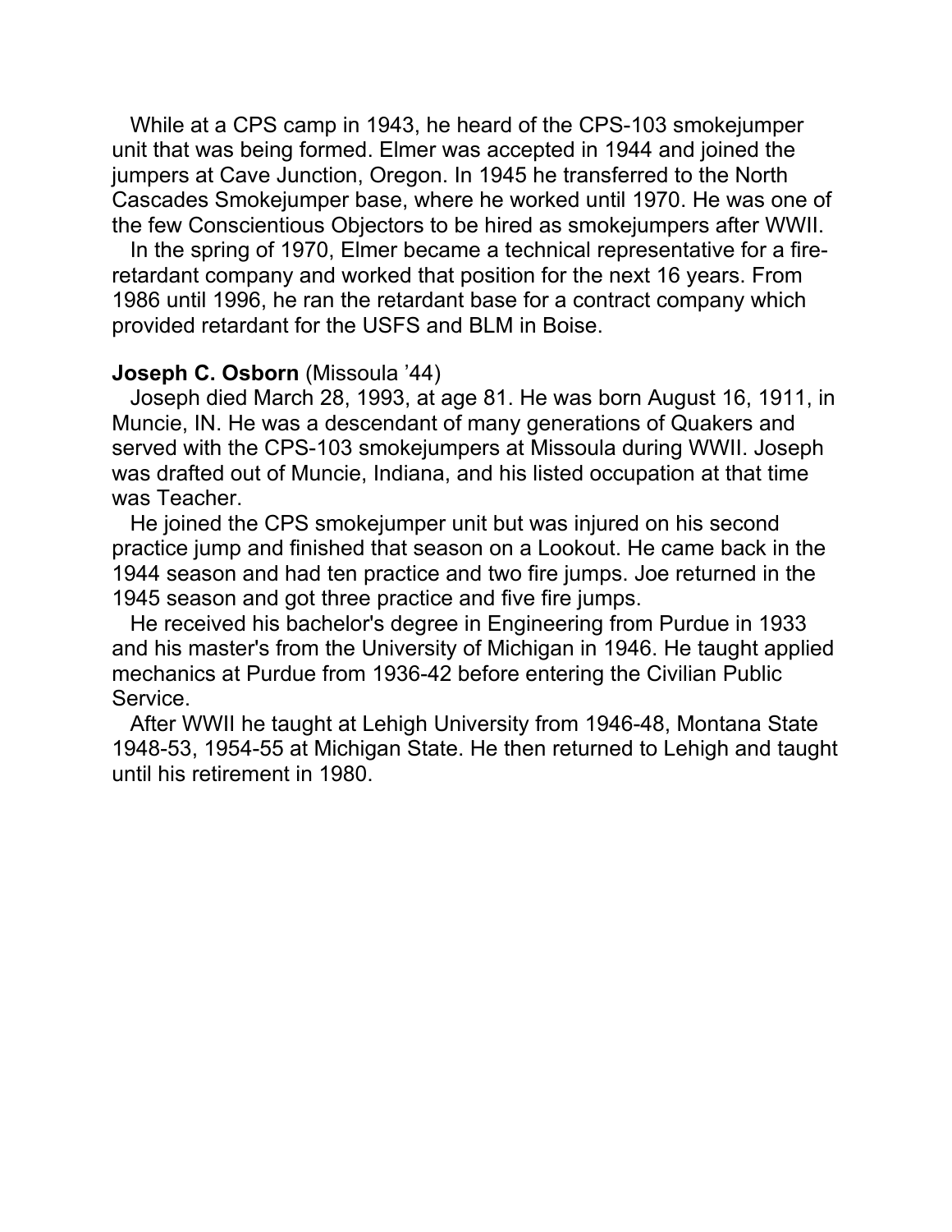While at a CPS camp in 1943, he heard of the CPS-103 smokejumper unit that was being formed. Elmer was accepted in 1944 and joined the jumpers at Cave Junction, Oregon. In 1945 he transferred to the North Cascades Smokejumper base, where he worked until 1970. He was one of the few Conscientious Objectors to be hired as smokejumpers after WWII.

In the spring of 1970, Elmer became a technical representative for a fire-retardant company and worked that position for the next 16 years. From 1986 until 1996, he ran the retardant base for a contract company which provided retardant for the USFS and BLM in Boise.

**Joseph C. Osborn** (Missoula ’44)

Joseph died March 28, 1993, at age 81. He was born August 16, 1911, in Muncie, IN. He was a descendant of many generations of Quakers and served with the CPS-103 smokejumpers at Missoula during WWII. Joseph was drafted out of Muncie, Indiana, and his listed occupation at that time was Teacher.

He joined the CPS smokejumper unit but was injured on his second practice jump and finished that season on a Lookout. He came back in the 1944 season and had ten practice and two fire jumps. Joe returned in the 1945 season and got three practice and five fire jumps.

He received his bachelor's degree in Engineering from Purdue in 1933 and his master's from the University of Michigan in 1946. He taught applied mechanics at Purdue from 1936-42 before entering the Civilian Public Service.

After WWII he taught at Lehigh University from 1946-48, Montana State 1948-53, 1954-55 at Michigan State. He then returned to Lehigh and taught until his retirement in 1980.